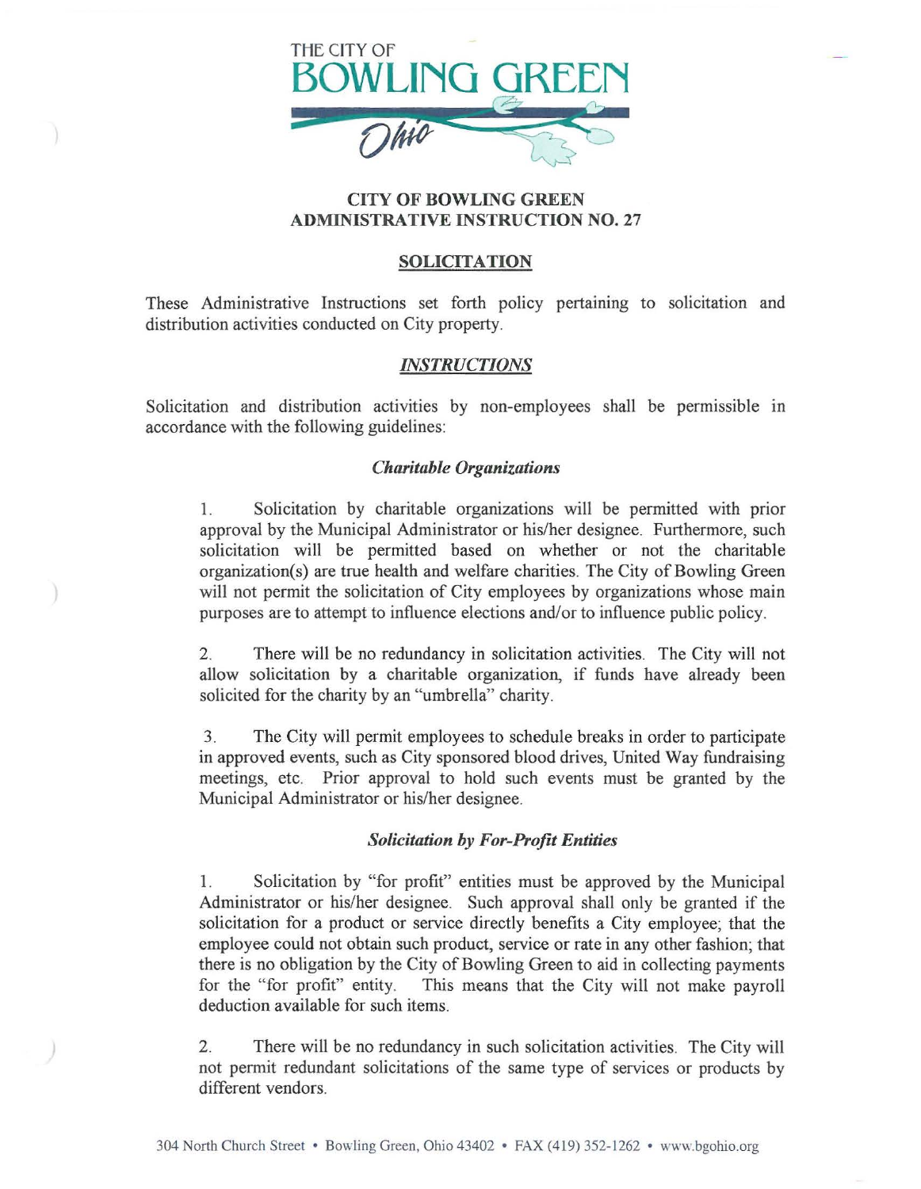THE CITY OF
BOWLING GREEN
Ohio

## CITY OF BOWLING GREEN
## ADMINISTRATIVE INSTRUCTION NO. 27

### SOLICITATION

These Administrative Instructions set forth policy pertaining to solicitation and distribution activities conducted on City property.

### *INSTRUCTIONS*

Solicitation and distribution activities by non-employees shall be permissible in accordance with the following guidelines:

#### *Charitable Organizations*

1. Solicitation by charitable organizations will be permitted with prior approval by the Municipal Administrator or his/her designee. Furthermore, such solicitation will be permitted based on whether or not the charitable organization(s) are true health and welfare charities. The City of Bowling Green will not permit the solicitation of City employees by organizations whose main purposes are to attempt to influence elections and/or to influence public policy.

2. There will be no redundancy in solicitation activities. The City will not allow solicitation by a charitable organization, if funds have already been solicited for the charity by an "umbrella" charity.

3. The City will permit employees to schedule breaks in order to participate in approved events, such as City sponsored blood drives, United Way fundraising meetings, etc. Prior approval to hold such events must be granted by the Municipal Administrator or his/her designee.

#### *Solicitation by For-Profit Entities*

1. Solicitation by "for profit" entities must be approved by the Municipal Administrator or his/her designee. Such approval shall only be granted if the solicitation for a product or service directly benefits a City employee; that the employee could not obtain such product, service or rate in any other fashion; that there is no obligation by the City of Bowling Green to aid in collecting payments for the "for profit" entity. This means that the City will not make payroll deduction available for such items.

2. There will be no redundancy in such solicitation activities. The City will not permit redundant solicitations of the same type of services or products by different vendors.

304 North Church Street • Bowling Green, Ohio 43402 • FAX (419) 352-1262 • www.bgohio.org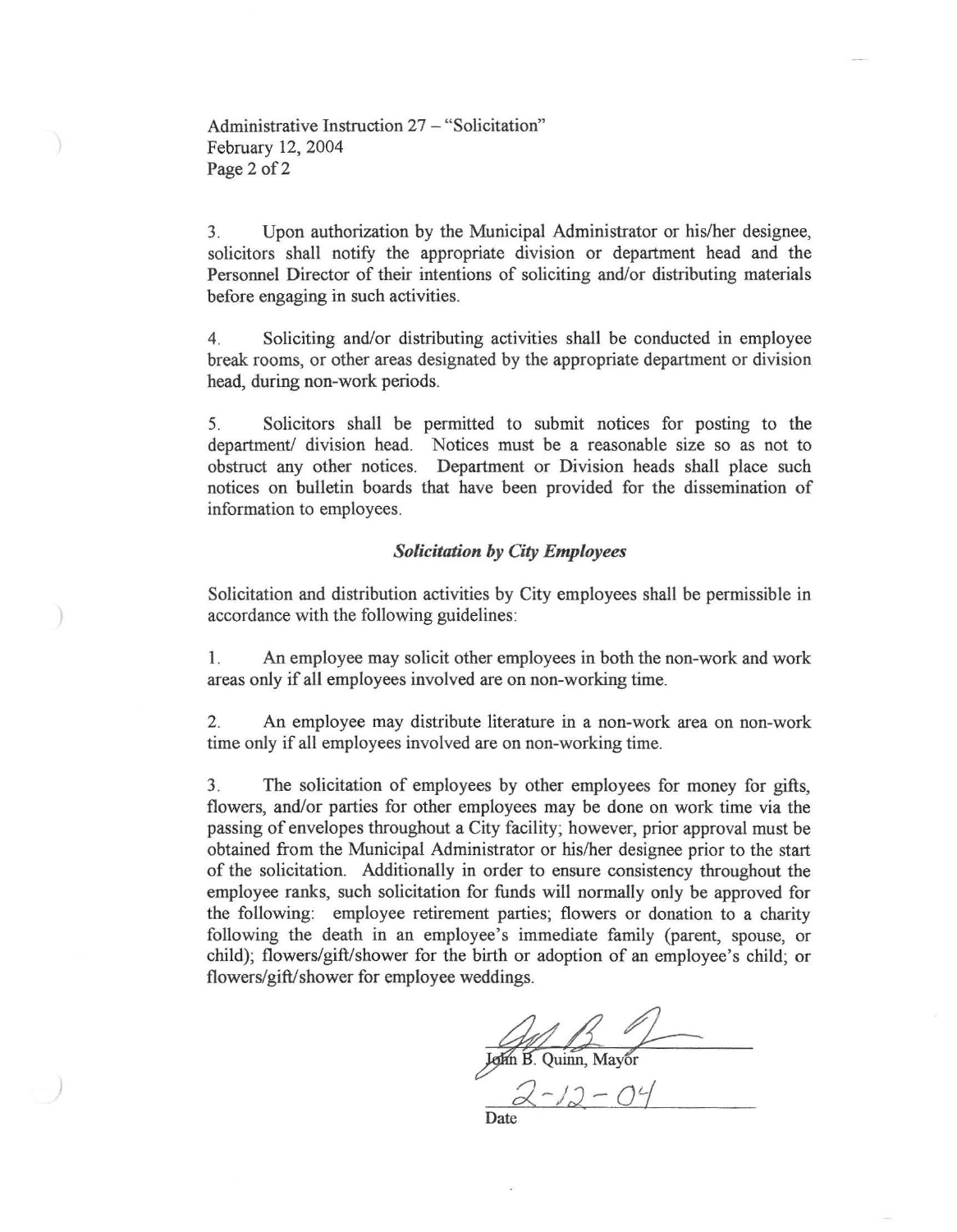3. Upon authorization by the Municipal Administrator or his/her designee, solicitors shall notify the appropriate division or department head and the Personnel Director of their intentions of soliciting and/or distributing materials before engaging in such activities.

4. Soliciting and/or distributing activities shall be conducted in employee break rooms, or other areas designated by the appropriate department or division head, during non-work periods.

5. Solicitors shall be permitted to submit notices for posting to the department/ division head. Notices must be a reasonable size so as not to obstruct any other notices. Department or Division heads shall place such notices on bulletin boards that have been provided for the dissemination of information to employees.

### *Solicitation by City Employees*

Solicitation and distribution activities by City employees shall be permissible in accordance with the following guidelines:

1. An employee may solicit other employees in both the non-work and work areas only if all employees involved are on non-working time.

2. An employee may distribute literature in a non-work area on non-work time only if all employees involved are on non-working time.

3. The solicitation of employees by other employees for money for gifts, flowers, and/or parties for other employees may be done on work time via the passing of envelopes throughout a City facility; however, prior approval must be obtained from the Municipal Administrator or his/her designee prior to the start of the solicitation. Additionally in order to ensure consistency throughout the employee ranks, such solicitation for funds will normally only be approved for the following: employee retirement parties; flowers or donation to a charity following the death in an employee's immediate family (parent, spouse, or child); flowers/gift/shower for the birth or adoption of an employee's child; or flowers/gift/shower for employee weddings.

John B. Quinn, Mayor

2-12-04

Date